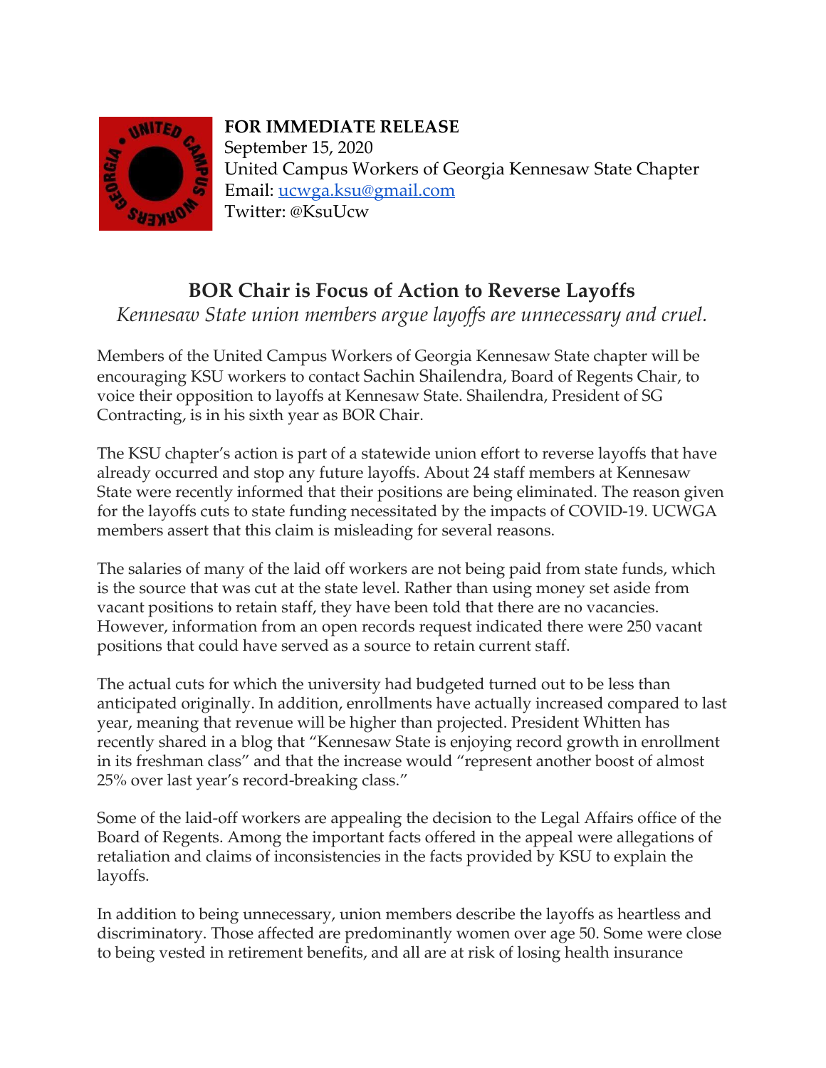**FOR IMMEDIATE RELEASE**
September 15, 2020
United Campus Workers of Georgia Kennesaw State Chapter
Email: ucwga.ksu@gmail.com
Twitter: @KsuUcw

# BOR Chair is Focus of Action to Reverse Layoffs

*Kennesaw State union members argue layoffs are unnecessary and cruel.*

Members of the United Campus Workers of Georgia Kennesaw State chapter will be encouraging KSU workers to contact Sachin Shailendra, Board of Regents Chair, to voice their opposition to layoffs at Kennesaw State. Shailendra, President of SG Contracting, is in his sixth year as BOR Chair.

The KSU chapter's action is part of a statewide union effort to reverse layoffs that have already occurred and stop any future layoffs. About 24 staff members at Kennesaw State were recently informed that their positions are being eliminated. The reason given for the layoffs cuts to state funding necessitated by the impacts of COVID-19. UCWGA members assert that this claim is misleading for several reasons.

The salaries of many of the laid off workers are not being paid from state funds, which is the source that was cut at the state level. Rather than using money set aside from vacant positions to retain staff, they have been told that there are no vacancies. However, information from an open records request indicated there were 250 vacant positions that could have served as a source to retain current staff.

The actual cuts for which the university had budgeted turned out to be less than anticipated originally. In addition, enrollments have actually increased compared to last year, meaning that revenue will be higher than projected. President Whitten has recently shared in a blog that "Kennesaw State is enjoying record growth in enrollment in its freshman class" and that the increase would "represent another boost of almost 25% over last year's record-breaking class."

Some of the laid-off workers are appealing the decision to the Legal Affairs office of the Board of Regents. Among the important facts offered in the appeal were allegations of retaliation and claims of inconsistencies in the facts provided by KSU to explain the layoffs.

In addition to being unnecessary, union members describe the layoffs as heartless and discriminatory. Those affected are predominantly women over age 50. Some were close to being vested in retirement benefits, and all are at risk of losing health insurance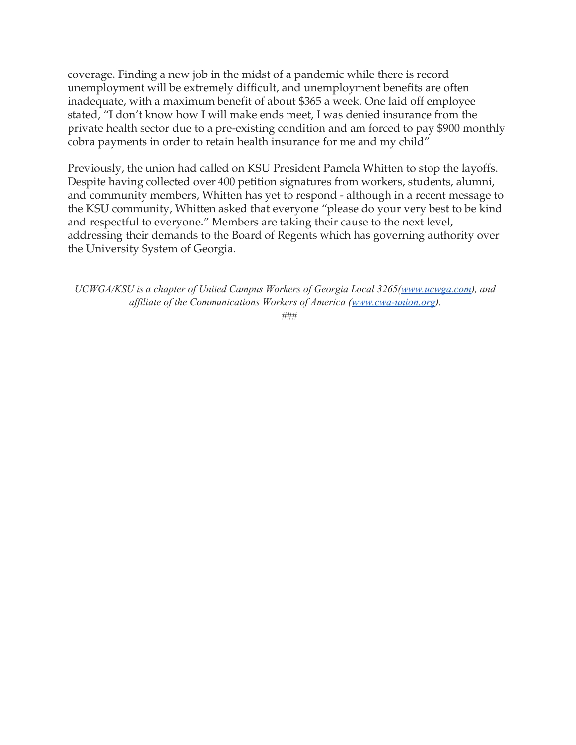coverage. Finding a new job in the midst of a pandemic while there is record unemployment will be extremely difficult, and unemployment benefits are often inadequate, with a maximum benefit of about $365 a week. One laid off employee stated, "I don't know how I will make ends meet, I was denied insurance from the private health sector due to a pre-existing condition and am forced to pay $900 monthly cobra payments in order to retain health insurance for me and my child"

Previously, the union had called on KSU President Pamela Whitten to stop the layoffs. Despite having collected over 400 petition signatures from workers, students, alumni, and community members, Whitten has yet to respond - although in a recent message to the KSU community, Whitten asked that everyone "please do your very best to be kind and respectful to everyone." Members are taking their cause to the next level, addressing their demands to the Board of Regents which has governing authority over the University System of Georgia.

*UCWGA/KSU is a chapter of United Campus Workers of Georgia Local 3265([www.ucwga.com](www.ucwga.com)), and affiliate of the Communications Workers of America ([www.cwa-union.org](www.cwa-union.org)).*

###